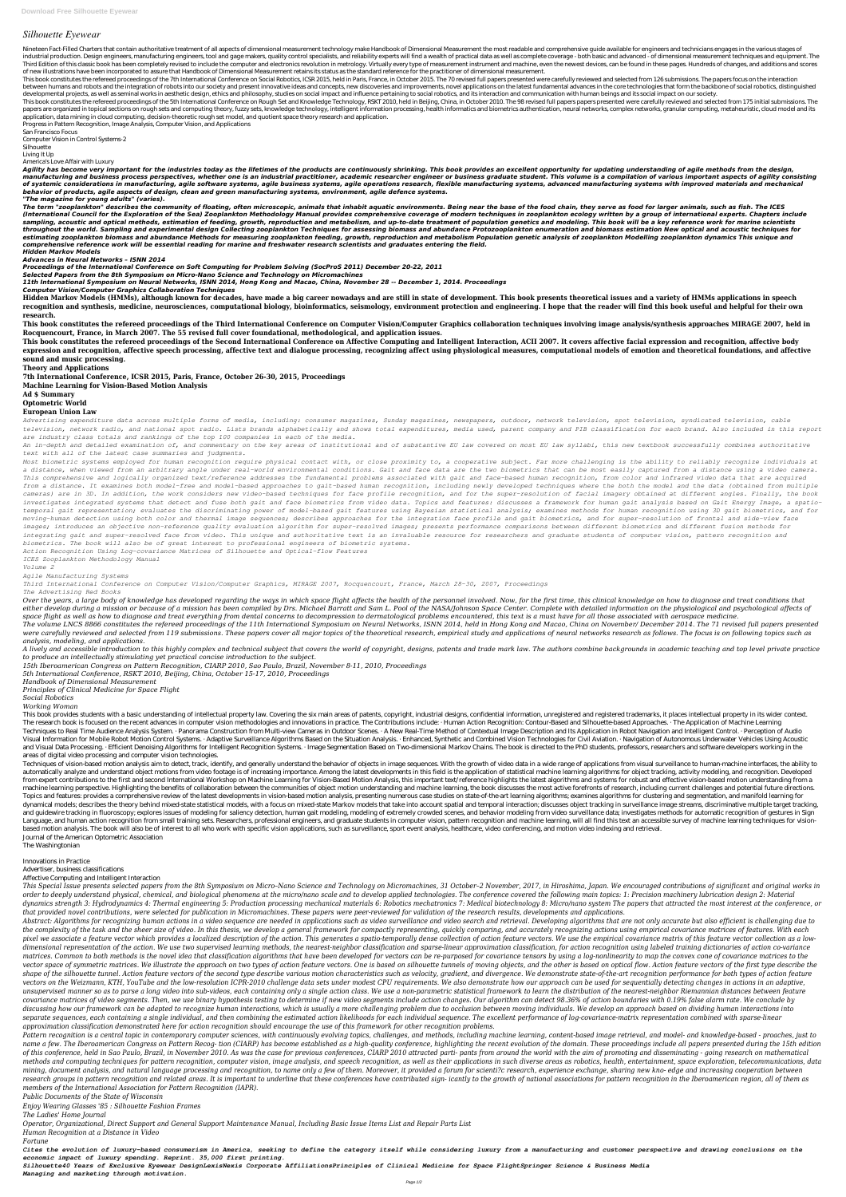# Silhouette Eyewear

Nineteen Fact-Filled Charters that contain authoritative treatment of all aspects of dimensional measurement technology make Handbook of Dimensional Measurement the most readable and comprehensive guide available for engineers and technicians engages in the various stages of industrial production. Design engineers, manufacturing engineers, tool and gage makers, quality control specialists, and reliability experts will find a wealth of practical data as well as complete coverage - both basic and advanced - of dimensional measurement techniques and equipment. The Third Edition of this classic book has been completely revised to include the computer and electronics revolution in metrology. Virtually every type of measurement instrument and machine, even the newest devices, can be found in these pages. Hundreds of changes, and additions and scores of new illustrations have been incorporated to assure that Handbook of Dimensional Measurement retains its status as the standard reference for the practitioner of dimensional measurement.

This book constitutes the refereed proceedings of the 7th International Conference on Social Robotics, ICSR 2015, held in Paris, France, in October 2015. The 70 revised full papers presented were carefully reviewed and selected from 126 submissions. The papers focus on the interaction between humans and robots and the integration of robots into our society and present innovative ideas and concepts, new discoveries and improvements, novel applications on the latest fundamental advances in the core technologies that form the backbone of social robotics, distinguished developmental projects, as well as seminal works in aesthetic design, ethics and philosophy, studies on social impact and influence pertaining to social robotics, and its interaction and communication with human beings and its social impact on our society.

This book constitutes the refereed proceedings of the 5th International Conference on Rough Set and Knowledge Technology, RSKT 2010, held in Beijing, China, in October 2010. The 98 revised full papers papers presented were carefully reviewed and selected from 175 initial submissions. The papers are organized in topical sections on rough sets and computing theory, fuzzy sets, knowledge technology, intelligent information processing, health informatics and biometrics authentication, neural networks, complex networks, granular computing, metaheuristic, cloud model and its application, data mining in cloud computing, decision-theoretic rough set model, and quotient space theory research and application.

Progress in Pattern Recognition, Image Analysis, Computer Vision, and Applications

San Francisco Focus

Computer Vision in Control Systems-2

Silhouette

Living It Up

America's Love Affair with Luxury

***Agility has become very important for the industries today as the lifetimes of the products are continuously shrinking. This book provides an excellent opportunity for updating understanding of agile methods from the design, manufacturing and business process perspectives, whether one is an industrial practitioner, academic researcher engineer or business graduate student. This volume is a compilation of various important aspects of agility consisting of systemic considerations in manufacturing, agile software systems, agile business systems, agile operations research, flexible manufacturing systems, advanced manufacturing systems with improved materials and mechanical behavior of products, agile aspects of design, clean and green manufacturing systems, environment, agile defence systems.***

***"The magazine for young adults" (varies).***

***The term "zooplankton" describes the community of floating, often microscopic, animals that inhabit aquatic environments. Being near the base of the food chain, they serve as food for larger animals, such as fish. The ICES (International Council for the Exploration of the Sea) Zooplankton Methodology Manual provides comprehensive coverage of modern techniques in zooplankton ecology written by a group of international experts. Chapters include sampling, acoustic and optical methods, estimation of feeding, growth, reproduction and metabolism, and up-to-date treatment of population genetics and modeling. This book will be a key reference work for marine scientists throughout the world. Sampling and experimental design Collecting zooplankton Techniques for assessing biomass and abundance Protozooplankton enumeration and biomass estimation New optical and acoustic techniques for estimating zooplankton biomass and abundance Methods for measuring zooplankton feeding, growth, reproduction and metabolism Population genetic analysis of zooplankton Modelling zooplankton dynamics This unique and comprehensive reference work will be essential reading for marine and freshwater research scientists and graduates entering the field.***

***Hidden Markov Models***

***Advances in Neural Networks – ISNN 2014***

***Proceedings of the International Conference on Soft Computing for Problem Solving (SocProS 2011) December 20-22, 2011***

***Selected Papers from the 8th Symposium on Micro-Nano Science and Technology on Micromachines***

***11th International Symposium on Neural Networks, ISNN 2014, Hong Kong and Macao, China, November 28 -- December 1, 2014. Proceedings***

***Computer Vision/Computer Graphics Collaboration Techniques***

**Hidden Markov Models (HMMs), although known for decades, have made a big career nowadays and are still in state of development. This book presents theoretical issues and a variety of HMMs applications in speech recognition and synthesis, medicine, neurosciences, computational biology, bioinformatics, seismology, environment protection and engineering. I hope that the reader will find this book useful and helpful for their own research.**

**This book constitutes the refereed proceedings of the Third International Conference on Computer Vision/Computer Graphics collaboration techniques involving image analysis/synthesis approaches MIRAGE 2007, held in Rocquencourt, France, in March 2007. The 55 revised full cover foundational, methodological, and application issues.**

**This book constitutes the refereed proceedings of the Second International Conference on Affective Computing and Intelligent Interaction, ACII 2007. It covers affective facial expression and recognition, affective body expression and recognition, affective speech processing, affective text and dialogue processing, recognizing affect using physiological measures, computational models of emotion and theoretical foundations, and affective sound and music processing.**

**Theory and Applications**

**7th International Conference, ICSR 2015, Paris, France, October 26-30, 2015, Proceedings**

**Machine Learning for Vision-Based Motion Analysis**

**Ad $ Summary**

**Optometric World**

**European Union Law**

*Advertising expenditure data across multiple forms of media, including: consumer magazines, Sunday magazines, newspapers, outdoor, network television, spot television, syndicated television, cable television, network radio, and national spot radio. Lists brands alphabetically and shows total expenditures, media used, parent company and PIB classification for each brand. Also included in this report are industry class totals and rankings of the top 100 companies in each of the media.*

*An in-depth and detailed examination of, and commentary on the key areas of institutional and of substantive EU law covered on most EU law syllabi, this new textbook successfully combines authoritative text with all of the latest case summaries and judgments.*

*Most biometric systems employed for human recognition require physical contact with, or close proximity to, a cooperative subject. Far more challenging is the ability to reliably recognize individuals at a distance, when viewed from an arbitrary angle under real-world environmental conditions. Gait and face data are the two biometrics that can be most easily captured from a distance using a video camera. This comprehensive and logically organized text/reference addresses the fundamental problems associated with gait and face-based human recognition, from color and infrared video data that are acquired from a distance. It examines both model-free and model-based approaches to gait-based human recognition, including newly developed techniques where the both the model and the data (obtained from multiple cameras) are in 3D. In addition, the work considers new video-based techniques for face profile recognition, and for the super-resolution of facial imagery obtained at different angles. Finally, the book investigates integrated systems that detect and fuse both gait and face biometrics from video data. Topics and features: discusses a framework for human gait analysis based on Gait Energy Image, a spatio-temporal gait representation; evaluates the discriminating power of model-based gait features using Bayesian statistical analysis; examines methods for human recognition using 3D gait biometrics, and for moving-human detection using both color and thermal image sequences; describes approaches for the integration face profile and gait biometrics, and for super-resolution of frontal and side-view face images; introduces an objective non-reference quality evaluation algorithm for super-resolved images; presents performance comparisons between different biometrics and different fusion methods for integrating gait and super-resolved face from video. This unique and authoritative text is an invaluable resource for researchers and graduate students of computer vision, pattern recognition and biometrics. The book will also be of great interest to professional engineers of biometric systems.*

*Action Recognition Using Log-covariance Matrices of Silhouette and Optical-flow Features*

*ICES Zooplankton Methodology Manual*

*Volume 2*

*Agile Manufacturing Systems*

*Third International Conference on Computer Vision/Computer Graphics, MIRAGE 2007, Rocquencourt, France, March 28-30, 2007, Proceedings*

*The Advertising Red Books*

*Over the years, a large body of knowledge has developed regarding the ways in which space flight affects the health of the personnel involved. Now, for the first time, this clinical knowledge on how to diagnose and treat conditions that either develop during a mission or because of a mission has been compiled by Drs. Michael Barratt and Sam L. Pool of the NASA/Johnson Space Center. Complete with detailed information on the physiological and psychological affects of space flight as well as how to diagnose and treat everything from dental concerns to decompression to dermatological problems encountered, this text is a must have for all those associated with aerospace medicine.*

*The volume LNCS 8866 constitutes the refereed proceedings of the 11th International Symposium on Neural Networks, ISNN 2014, held in Hong Kong and Macao, China on November/ December 2014. The 71 revised full papers presented were carefully reviewed and selected from 119 submissions. These papers cover all major topics of the theoretical research, empirical study and applications of neural networks research as follows. The focus is on following topics such as analysis, modeling, and applications.*

*A lively and accessible introduction to this highly complex and technical subject that covers the world of copyright, designs, patents and trade mark law. The authors combine backgrounds in academic teaching and top level private practice to produce an intellectually stimulating yet practical concise introduction to the subject.*

*15th Iberoamerican Congress on Pattern Recognition, CIARP 2010, Sao Paulo, Brazil, November 8-11, 2010, Proceedings*

*5th International Conference, RSKT 2010, Beijing, China, October 15-17, 2010, Proceedings*

*Handbook of Dimensional Measurement*

*Principles of Clinical Medicine for Space Flight*

*Social Robotics*

*Working Woman*

This book provides students with a basic understanding of intellectual property law. Covering the six main areas of patents, copyright, industrial designs, confidential information, unregistered and registered trademarks, it places intellectual property in its wider context.

The research book is focused on the recent advances in computer vision methodologies and innovations in practice. The Contributions include: · Human Action Recognition: Contour-Based and Silhouette-based Approaches. · The Application of Machine Learning Techniques to Real Time Audience Analysis System. · Panorama Construction from Multi-view Cameras in Outdoor Scenes. · A New Real-Time Method of Contextual Image Description and Its Application in Robot Navigation and Intelligent Control. · Perception of Audio Visual Information for Mobile Robot Motion Control Systems. · Adaptive Surveillance Algorithms Based on the Situation Analysis. · Enhanced, Synthetic and Combined Vision Technologies for Civil Aviation. · Navigation of Autonomous Underwater Vehicles Using Acoustic and Visual Data Processing. · Efficient Denoising Algorithms for Intelligent Recognition Systems. · Image Segmentation Based on Two-dimensional Markov Chains. The book is directed to the PhD students, professors, researchers and software developers working in the areas of digital video processing and computer vision technologies.

Techniques of vision-based motion analysis aim to detect, track, identify, and generally understand the behavior of objects in image sequences. With the growth of video data in a wide range of applications from visual surveillance to human-machine interfaces, the ability to automatically analyze and understand object motions from video footage is of increasing importance. Among the latest developments in this field is the application of statistical machine learning algorithms for object tracking, activity modeling, and recognition. Developed from expert contributions to the first and second International Workshop on Machine Learning for Vision-Based Motion Analysis, this important text/reference highlights the latest algorithms and systems for robust and effective vision-based motion understanding from a machine learning perspective. Highlighting the benefits of collaboration between the communities of object motion understanding and machine learning, the book discusses the most active forefronts of research, including current challenges and potential future directions. Topics and features: provides a comprehensive review of the latest developments in vision-based motion analysis, presenting numerous case studies on state-of-the-art learning algorithms; examines algorithms for clustering and segmentation, and manifold learning for dynamical models; describes the theory behind mixed-state statistical models, with a focus on mixed-state Markov models that take into account spatial and temporal interaction; discusses object tracking in surveillance image streams, discriminative multiple target tracking, and guidewire tracking in fluoroscopy; explores issues of modeling for saliency detection, human gait modeling, modeling of extremely crowded scenes, and behavior modeling from video surveillance data; investigates methods for automatic recognition of gestures in Sign Language, and human action recognition from small training sets. Researchers, professional engineers, and graduate students in computer vision, pattern recognition and machine learning, will all find this text an accessible survey of machine learning techniques for vision-based motion analysis. The book will also be of interest to all who work with specific vision applications, such as surveillance, sport event analysis, healthcare, video conferencing, and motion video indexing and retrieval.

Journal of the American Optometric Association

The Washingtonian

Innovations in Practice

Advertiser, business classifications

Affective Computing and Intelligent Interaction

*This Special Issue presents selected papers from the 8th Symposium on Micro–Nano Science and Technology on Micromachines, 31 October–2 November, 2017, in Hiroshima, Japan. We encouraged contributions of significant and original works in order to deeply understand physical, chemical, and biological phenomena at the micro/nano scale and to develop applied technologies. The conference covered the following main topics: 1: Precision machinery lubrication design 2: Material dynamics strength 3: Hydrodynamics 4: Thermal engineering 5: Production processing mechanical materials 6: Robotics mechatronics 7: Medical biotechnology 8: Micro/nano system The papers that attracted the most interest at the conference, or that provided novel contributions, were selected for publication in Micromachines. These papers were peer-reviewed for validation of the research results, developments and applications.*

*Abstract: Algorithms for recognizing human actions in a video sequence are needed in applications such as video surveillance and video search and retrieval. Developing algorithms that are not only accurate but also efficient is challenging due to the complexity of the task and the sheer size of video. In this thesis, we develop a general framework for compactly representing, quickly comparing, and accurately recognizing actions using empirical covariance matrices of features. With each pixel we associate a feature vector which provides a localized description of the action. This generates a spatio-temporally dense collection of action feature vectors. We use the empirical covariance matrix of this feature vector collection as a low-dimensional representation of the action. We use two supervised learning methods, the nearest-neighbor classification and sparse-linear approximation classification, for action recognition using labeled training dictionaries of action co-variance matrices. Common to both methods is the novel idea that classification algorithms that have been developed for vectors can be re-purposed for covariance tensors by using a log-nonlinearity to map the convex cone of covariance matrices to the vector space of symmetric matrices. We illustrate the approach on two types of action feature vectors. One is based on silhouette tunnels of moving objects, and the other is based on optical flow. Action feature vectors of the first type describe the shape of the silhouette tunnel. Action feature vectors of the second type describe various motion characteristics such as velocity, gradient, and divergence. We demonstrate state-of-the-art recognition performance for both types of action feature vectors on the Weizmann, KTH, YouTube and the low-resolution ICPR-2010 challenge data sets under modest CPU requirements. We also demonstrate how our approach can be used for sequentially detecting changes in actions in an adaptive, unsupervised manner so as to parse a long video into sub-videos, each containing only a single action class. We use a non-parametric statistical framework to learn the distribution of the nearest-neighbor Riemannian distances between feature covariance matrices of video segments. Then, we use binary hypothesis testing to determine if new video segments include action changes. Our algorithm can detect 98.36% of action boundaries with 0.19% false alarm rate. We conclude by discussing how our framework can be adapted to recognize human interactions, which is usually a more challenging problem due to occlusion between moving individuals. We develop an approach based on dividing human interactions into separate sequences, each containing a single individual, and then combining the estimated action likelihoods for each individual sequence. The excellent performance of log-covariance-matrix representation combined with sparse-linear approximation classification demonstrated here for action recognition should encourage the use of this framework for other recognition problems.*

*Pattern recognition is a central topic in contemporary computer sciences, with continuously evolving topics, challenges, and methods, including machine learning, content-based image retrieval, and model- and knowledge-based - proaches, just to name a few. The Iberoamerican Congress on Pattern Recog- tion (CIARP) has become established as a high-quality conference, highlighting the recent evolution of the domain. These proceedings include all papers presented during the 15th edition of this conference, held in Sao Paulo, Brazil, in November 2010. As was the case for previous conferences, CIARP 2010 attracted parti- pants from around the world with the aim of promoting and disseminating - going research on mathematical methods and computing techniques for pattern recognition, computer vision, image analysis, and speech recognition, as well as their applications in such diverse areas as robotics, health, entertainment, space exploration, telecommunications, data mining, document analysis, and natural language processing and recognition, to name only a few of them. Moreover, it provided a forum for scienti?c research, experience exchange, sharing new kno- edge and increasing cooperation between research groups in pattern recognition and related areas. It is important to underline that these conferences have contributed sign- icantly to the growth of national associations for pattern recognition in the Iberoamerican region, all of them as members of the International Association for Pattern Recognition (IAPR).*

*Public Documents of the State of Wisconsin*

*Enjoy Wearing Glasses '85 : Silhouette Fashion Frames*

*The Ladies' Home Journal*

*Operator, Organizational, Direct Support and General Support Maintenance Manual, Including Basic Issue Items List and Repair Parts List*

*Human Recognition at a Distance in Video*

*Fortune*

***Cites the evolution of luxury-based consumerism in America, seeking to define the category itself while considering luxury from a manufacturing and customer perspective and drawing conclusions on the economic impact of luxury spending. Reprint. 35,000 first printing.***

***Silhouette40 Years of Exclusive Eyewear DesignLexisNexis Corporate AffiliationsPrinciples of Clinical Medicine for Space FlightSpringer Science & Business Media***

***Managing and marketing through motivation.***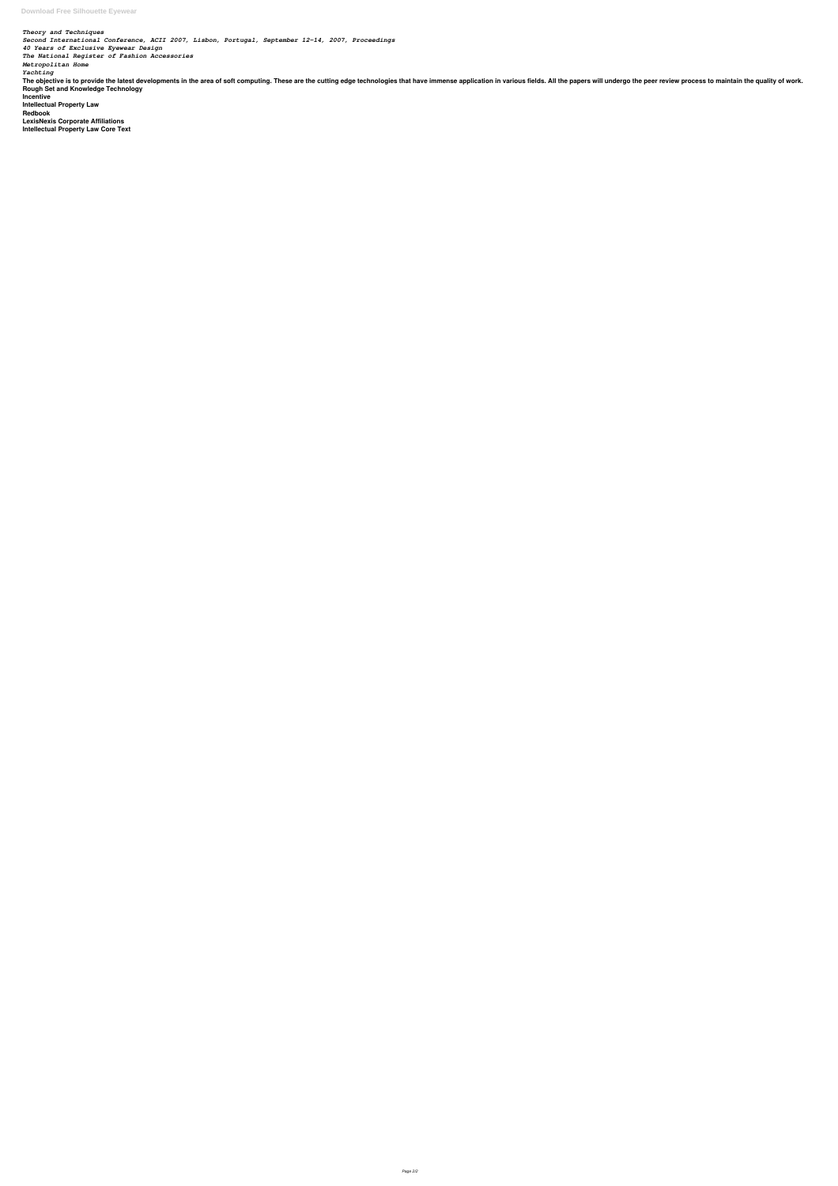*Theory and Techniques*
*Second International Conference, ACII 2007, Lisbon, Portugal, September 12-14, 2007, Proceedings*
*40 Years of Exclusive Eyewear Design*
*The National Register of Fashion Accessories*
*Metropolitan Home*
*Yachting*

**The objective is to provide the latest developments in the area of soft computing. These are the cutting edge technologies that have immense application in various fields. All the papers will undergo the peer review process to maintain the quality of work.**

**Rough Set and Knowledge Technology**
**Incentive**
**Intellectual Property Law**
**Redbook**
**LexisNexis Corporate Affiliations**
**Intellectual Property Law Core Text**